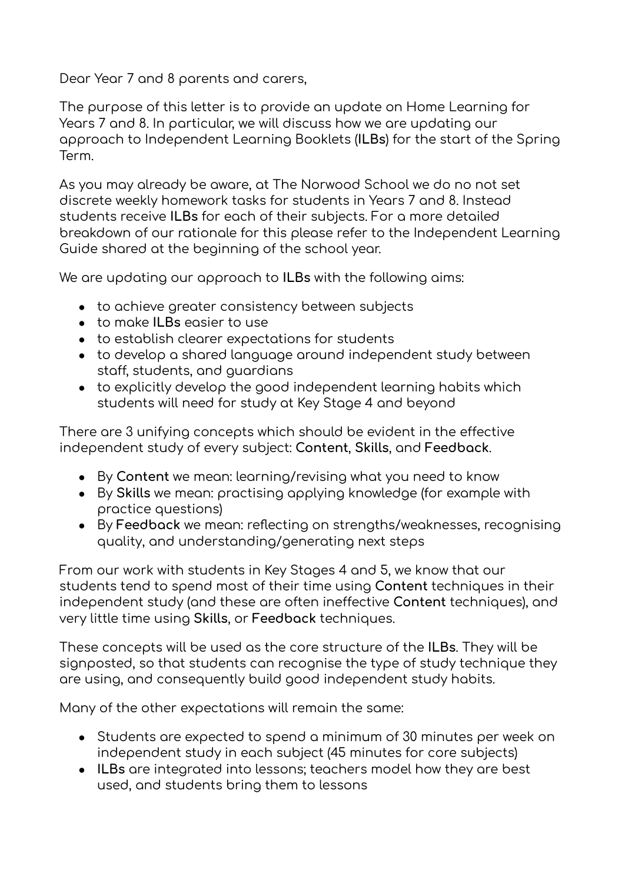Dear Year 7 and 8 parents and carers,

The purpose of this letter is to provide an update on Home Learning for Years 7 and 8. In particular, we will discuss how we are updating our approach to Independent Learning Booklets (**ILBs**) for the start of the Spring Term.

As you may already be aware, at The Norwood School we do no not set discrete weekly homework tasks for students in Years 7 and 8. Instead students receive **ILBs** for each of their subjects. For a more detailed breakdown of our rationale for this please refer to the Independent Learning Guide shared at the beginning of the school year.

We are updating our approach to **ILBs** with the following aims:

- to achieve greater consistency between subjects
- to make **ILBs** easier to use
- to establish clearer expectations for students
- to develop a shared language around independent study between staff, students, and guardians
- to explicitly develop the good independent learning habits which students will need for study at Key Stage 4 and beyond

There are 3 unifying concepts which should be evident in the effective independent study of every subject: **Content**, **Skills**, and **Feedback**.

- By **Content** we mean: learning/revising what you need to know
- By **Skills** we mean: practising applying knowledge (for example with practice questions)
- By **Feedback** we mean: reflecting on strengths/weaknesses, recognising quality, and understanding/generating next steps

From our work with students in Key Stages 4 and 5, we know that our students tend to spend most of their time using **Content** techniques in their independent study (and these are often ineffective **Content** techniques), and very little time using **Skills**, or **Feedback** techniques.

These concepts will be used as the core structure of the **ILBs**. They will be signposted, so that students can recognise the type of study technique they are using, and consequently build good independent study habits.

Many of the other expectations will remain the same:

- Students are expected to spend a minimum of 30 minutes per week on independent study in each subject (45 minutes for core subjects)
- **ILBs** are integrated into lessons; teachers model how they are best used, and students bring them to lessons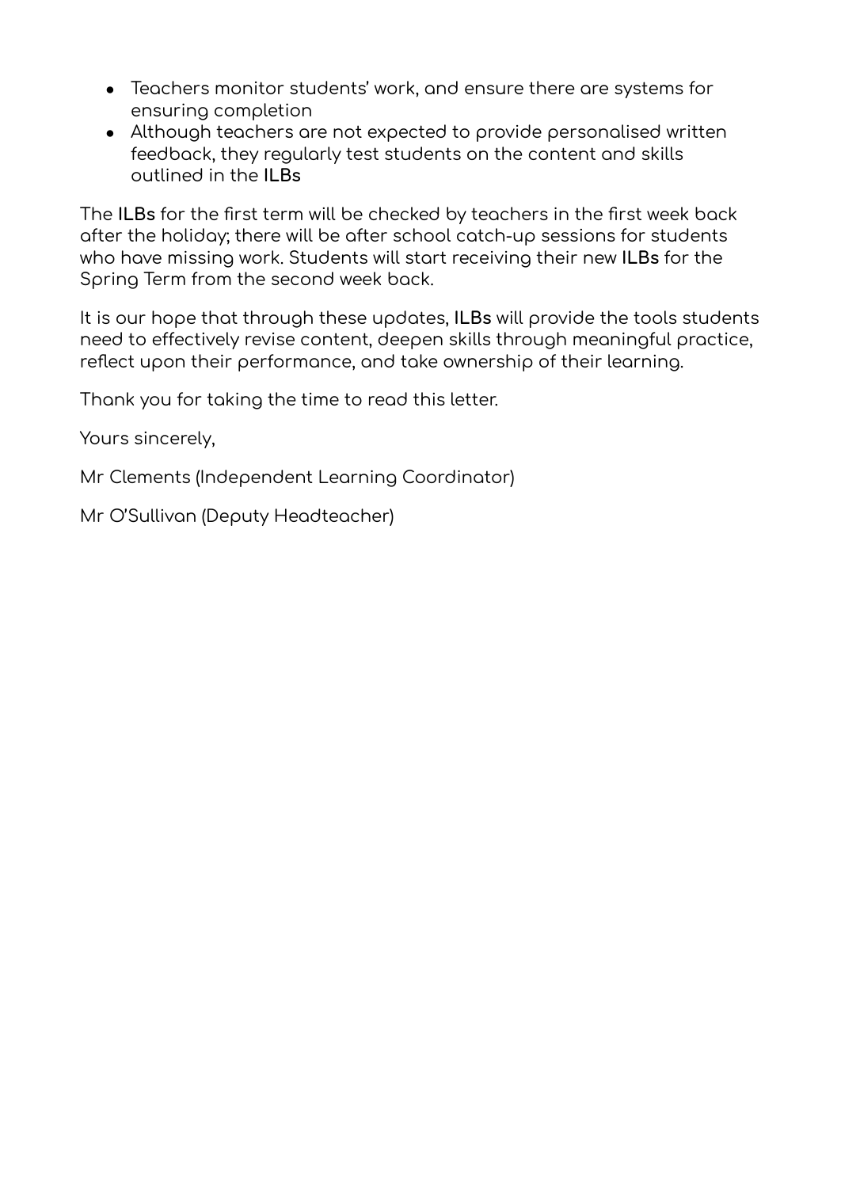- Teachers monitor students' work, and ensure there are systems for ensuring completion
- Although teachers are not expected to provide personalised written feedback, they regularly test students on the content and skills outlined in the **ILBs**

The **ILBs** for the first term will be checked by teachers in the first week back after the holiday; there will be after school catch-up sessions for students who have missing work. Students will start receiving their new **ILBs** for the Spring Term from the second week back.

It is our hope that through these updates, **ILBs** will provide the tools students need to effectively revise content, deepen skills through meaningful practice, reflect upon their performance, and take ownership of their learning.

Thank you for taking the time to read this letter.

Yours sincerely,

Mr Clements (Independent Learning Coordinator)

Mr O'Sullivan (Deputy Headteacher)